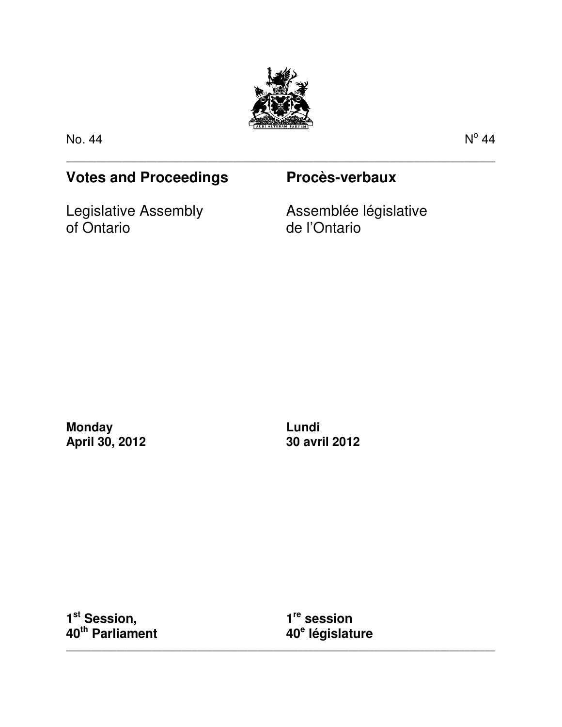No. 44 | N° 44

# Votes and Proceedings

# Procès-verbaux

Legislative Assembly of Ontario

Assemblée législative de l'Ontario

**Monday**
**April 30, 2012**

**Lundi**
**30 avril 2012**

**1st Session,**
**40th Parliament**

**1re session**
**40e législature**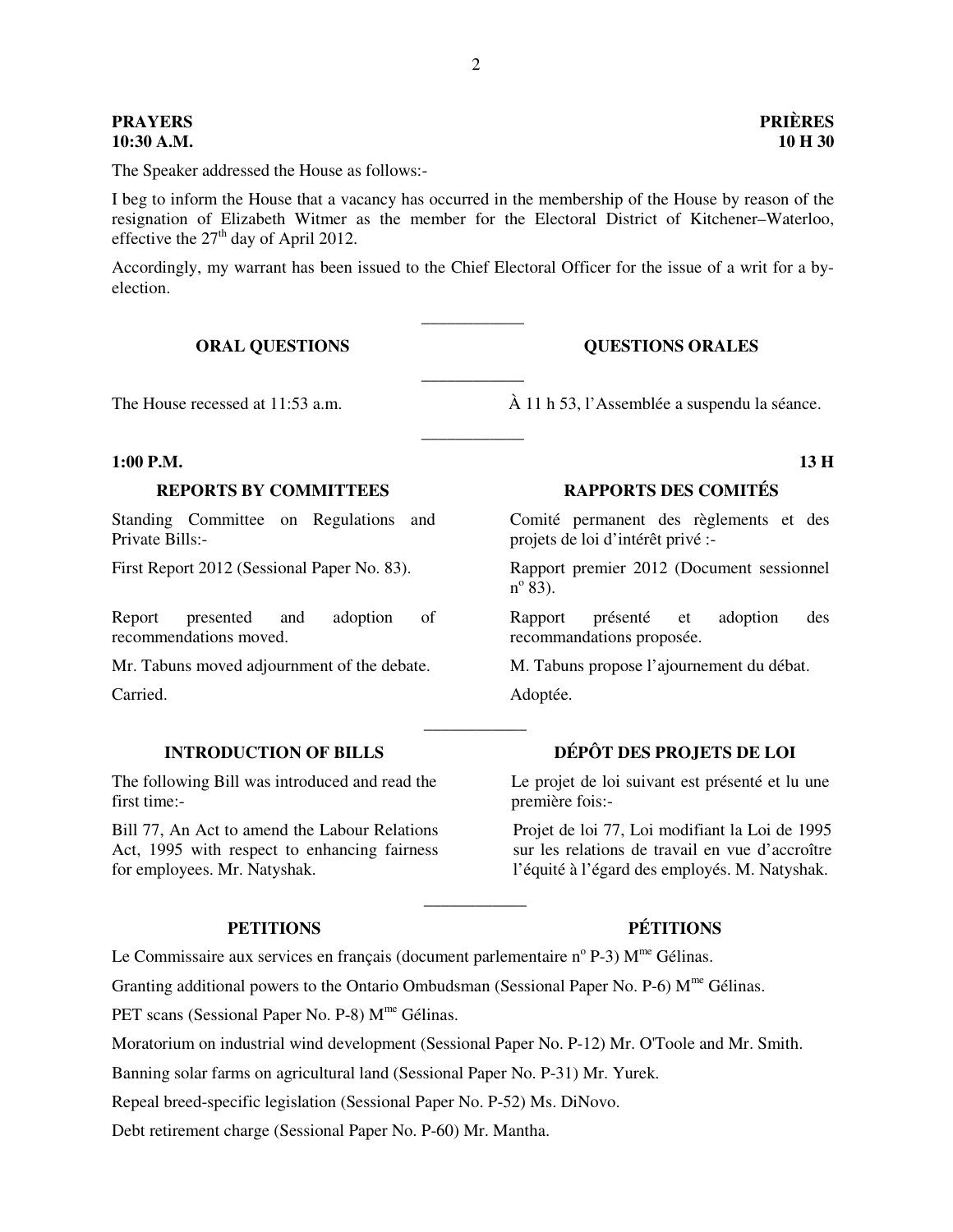**PRAYERS**
**10:30 A.M.**

**PRIÈRES**
**10 H 30**

The Speaker addressed the House as follows:-

I beg to inform the House that a vacancy has occurred in the membership of the House by reason of the resignation of Elizabeth Witmer as the member for the Electoral District of Kitchener–Waterloo, effective the 27th day of April 2012.

Accordingly, my warrant has been issued to the Chief Electoral Officer for the issue of a writ for a by-election.

---

**ORAL QUESTIONS**

**QUESTIONS ORALES**

---

The House recessed at 11:53 a.m.

À 11 h 53, l'Assemblée a suspendu la séance.

---

**1:00 P.M.**

**13 H**

**REPORTS BY COMMITTEES**

Standing Committee on Regulations and Private Bills:-

First Report 2012 (Sessional Paper No. 83).

Report presented and adoption of recommendations moved.

Mr. Tabuns moved adjournment of the debate.

Carried.

**RAPPORTS DES COMITÉS**

Comité permanent des règlements et des projets de loi d'intérêt privé :-

Rapport premier 2012 (Document sessionnel n^o^ 83).

Rapport présenté et adoption des recommandations proposée.

M. Tabuns propose l'ajournement du débat.

Adoptée.

---

**INTRODUCTION OF BILLS**

The following Bill was introduced and read the first time:-

Bill 77, An Act to amend the Labour Relations Act, 1995 with respect to enhancing fairness for employees. Mr. Natyshak.

**DÉPÔT DES PROJETS DE LOI**

Le projet de loi suivant est présenté et lu une première fois:-

Projet de loi 77, Loi modifiant la Loi de 1995 sur les relations de travail en vue d'accroître l'équité à l'égard des employés. M. Natyshak.

---

**PETITIONS**

**PÉTITIONS**

Le Commissaire aux services en français (document parlementaire n^o^ P-3) M^me^ Gélinas.

Granting additional powers to the Ontario Ombudsman (Sessional Paper No. P-6) M^me^ Gélinas.

PET scans (Sessional Paper No. P-8) M^me^ Gélinas.

Moratorium on industrial wind development (Sessional Paper No. P-12) Mr. O'Toole and Mr. Smith.

Banning solar farms on agricultural land (Sessional Paper No. P-31) Mr. Yurek.

Repeal breed-specific legislation (Sessional Paper No. P-52) Ms. DiNovo.

Debt retirement charge (Sessional Paper No. P-60) Mr. Mantha.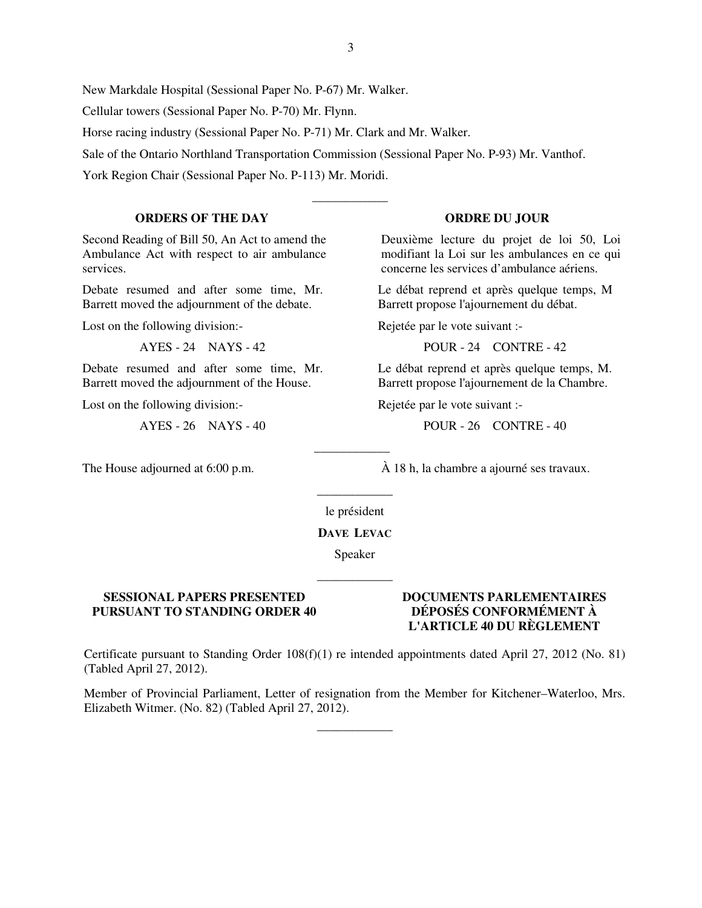New Markdale Hospital (Sessional Paper No. P-67) Mr. Walker.

Cellular towers (Sessional Paper No. P-70) Mr. Flynn.

Horse racing industry (Sessional Paper No. P-71) Mr. Clark and Mr. Walker.

Sale of the Ontario Northland Transportation Commission (Sessional Paper No. P-93) Mr. Vanthof.

York Region Chair (Sessional Paper No. P-113) Mr. Moridi.

---

## ORDERS OF THE DAY

Second Reading of Bill 50, An Act to amend the Ambulance Act with respect to air ambulance services.

Debate resumed and after some time, Mr. Barrett moved the adjournment of the debate.

Lost on the following division:-

AYES - 24 NAYS - 42

Debate resumed and after some time, Mr. Barrett moved the adjournment of the House.

Lost on the following division:-

AYES - 26 NAYS - 40

## ORDRE DU JOUR

Deuxième lecture du projet de loi 50, Loi modifiant la Loi sur les ambulances en ce qui concerne les services d'ambulance aériens.

Le débat reprend et après quelque temps, M Barrett propose l'ajournement du débat.

Rejetée par le vote suivant :-

POUR - 24 CONTRE - 42

Le débat reprend et après quelque temps, M. Barrett propose l'ajournement de la Chambre.

Rejetée par le vote suivant :-

POUR - 26 CONTRE - 40

---

The House adjourned at 6:00 p.m.

À 18 h, la chambre a ajourné ses travaux.

---

le président

**DAVE LEVAC**

Speaker

---

## SESSIONAL PAPERS PRESENTED PURSUANT TO STANDING ORDER 40

## DOCUMENTS PARLEMENTAIRES DÉPOSÉS CONFORMÉMENT À L'ARTICLE 40 DU RÈGLEMENT

Certificate pursuant to Standing Order 108(f)(1) re intended appointments dated April 27, 2012 (No. 81) (Tabled April 27, 2012).

Member of Provincial Parliament, Letter of resignation from the Member for Kitchener–Waterloo, Mrs. Elizabeth Witmer. (No. 82) (Tabled April 27, 2012).

---